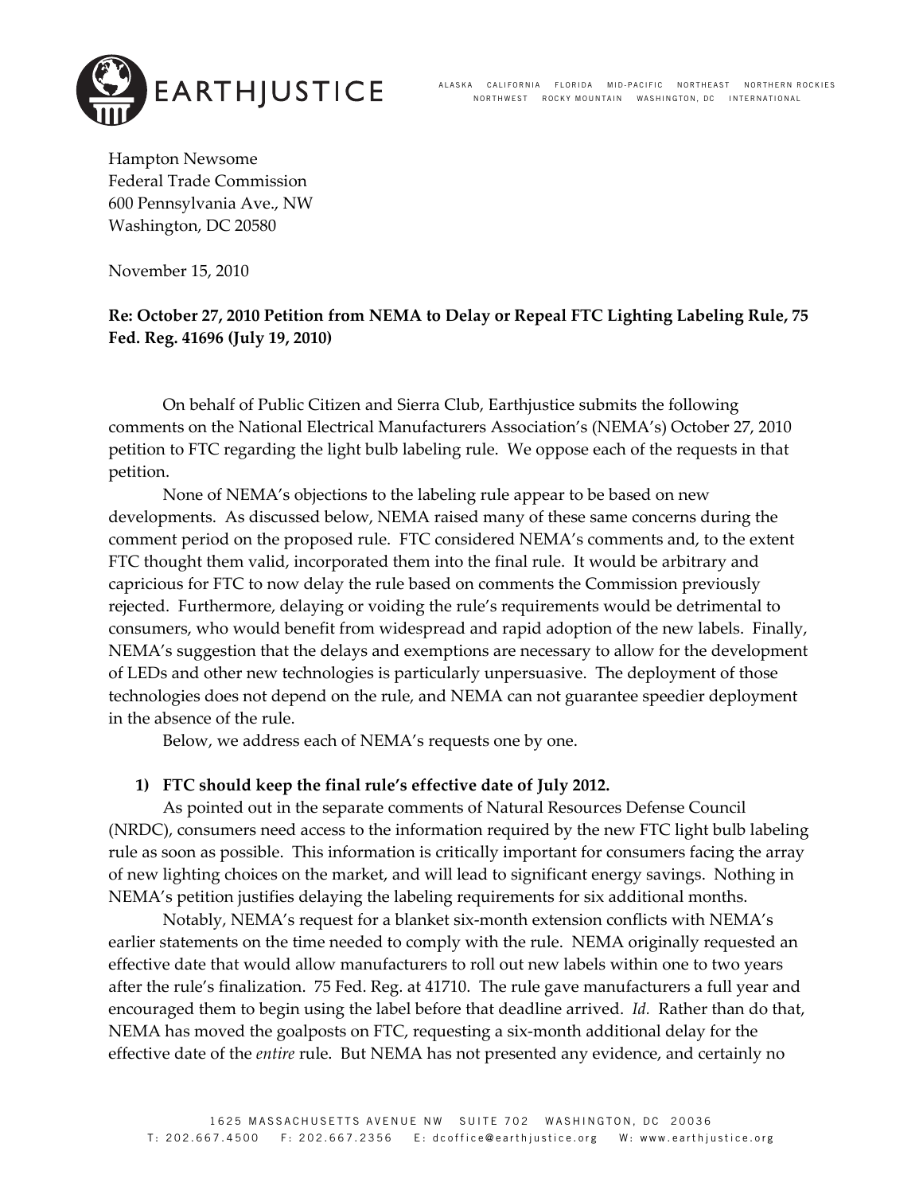EARTHJUSTICE

ALASKA CALIFORNIA FLORIDA MID-PACIFIC NORTHEAST NORTHERN ROCKIES NORTHWEST ROCKY MOUNTAIN WASHINGTON, DC INTERNATIONAL

Hampton Newsome
Federal Trade Commission
600 Pennsylvania Ave., NW
Washington, DC 20580

November 15, 2010

**Re: October 27, 2010 Petition from NEMA to Delay or Repeal FTC Lighting Labeling Rule, 75 Fed. Reg. 41696 (July 19, 2010)**

On behalf of Public Citizen and Sierra Club, Earthjustice submits the following comments on the National Electrical Manufacturers Association's (NEMA's) October 27, 2010 petition to FTC regarding the light bulb labeling rule. We oppose each of the requests in that petition.

None of NEMA's objections to the labeling rule appear to be based on new developments. As discussed below, NEMA raised many of these same concerns during the comment period on the proposed rule. FTC considered NEMA's comments and, to the extent FTC thought them valid, incorporated them into the final rule. It would be arbitrary and capricious for FTC to now delay the rule based on comments the Commission previously rejected. Furthermore, delaying or voiding the rule's requirements would be detrimental to consumers, who would benefit from widespread and rapid adoption of the new labels. Finally, NEMA's suggestion that the delays and exemptions are necessary to allow for the development of LEDs and other new technologies is particularly unpersuasive. The deployment of those technologies does not depend on the rule, and NEMA can not guarantee speedier deployment in the absence of the rule.

Below, we address each of NEMA's requests one by one.

1) **FTC should keep the final rule's effective date of July 2012.**

As pointed out in the separate comments of Natural Resources Defense Council (NRDC), consumers need access to the information required by the new FTC light bulb labeling rule as soon as possible. This information is critically important for consumers facing the array of new lighting choices on the market, and will lead to significant energy savings. Nothing in NEMA's petition justifies delaying the labeling requirements for six additional months.

Notably, NEMA's request for a blanket six-month extension conflicts with NEMA's earlier statements on the time needed to comply with the rule. NEMA originally requested an effective date that would allow manufacturers to roll out new labels within one to two years after the rule's finalization. 75 Fed. Reg. at 41710. The rule gave manufacturers a full year and encouraged them to begin using the label before that deadline arrived. *Id.* Rather than do that, NEMA has moved the goalposts on FTC, requesting a six-month additional delay for the effective date of the *entire* rule. But NEMA has not presented any evidence, and certainly no

1625 MASSACHUSETTS AVENUE NW SUITE 702 WASHINGTON, DC 20036
T: 202.667.4500 F: 202.667.2356 E: dcoffice@earthjustice.org W: www.earthjustice.org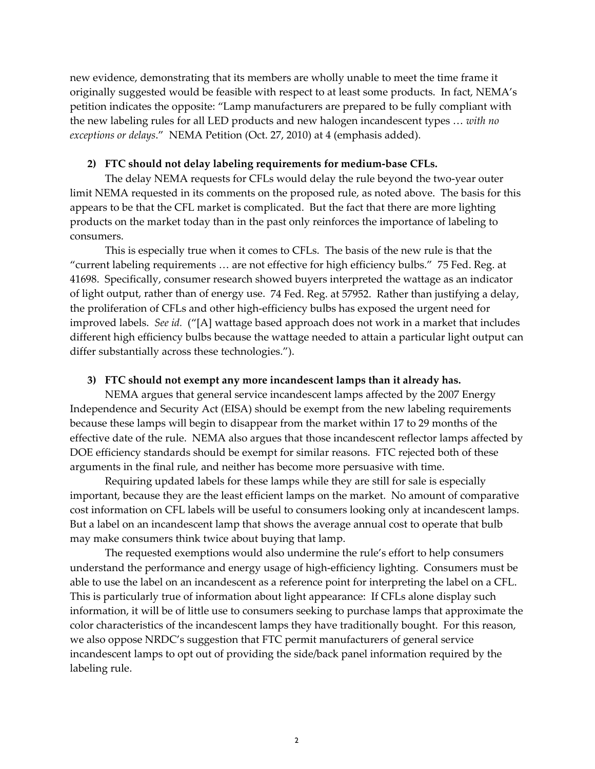new evidence, demonstrating that its members are wholly unable to meet the time frame it originally suggested would be feasible with respect to at least some products. In fact, NEMA's petition indicates the opposite: "Lamp manufacturers are prepared to be fully compliant with the new labeling rules for all LED products and new halogen incandescent types … *with no exceptions or delays*." NEMA Petition (Oct. 27, 2010) at 4 (emphasis added).

**2) FTC should not delay labeling requirements for medium-base CFLs.**

The delay NEMA requests for CFLs would delay the rule beyond the two-year outer limit NEMA requested in its comments on the proposed rule, as noted above. The basis for this appears to be that the CFL market is complicated. But the fact that there are more lighting products on the market today than in the past only reinforces the importance of labeling to consumers.

This is especially true when it comes to CFLs. The basis of the new rule is that the "current labeling requirements … are not effective for high efficiency bulbs." 75 Fed. Reg. at 41698. Specifically, consumer research showed buyers interpreted the wattage as an indicator of light output, rather than of energy use. 74 Fed. Reg. at 57952. Rather than justifying a delay, the proliferation of CFLs and other high-efficiency bulbs has exposed the urgent need for improved labels. *See id.* ("[A] wattage based approach does not work in a market that includes different high efficiency bulbs because the wattage needed to attain a particular light output can differ substantially across these technologies.").

**3) FTC should not exempt any more incandescent lamps than it already has.**

NEMA argues that general service incandescent lamps affected by the 2007 Energy Independence and Security Act (EISA) should be exempt from the new labeling requirements because these lamps will begin to disappear from the market within 17 to 29 months of the effective date of the rule. NEMA also argues that those incandescent reflector lamps affected by DOE efficiency standards should be exempt for similar reasons. FTC rejected both of these arguments in the final rule, and neither has become more persuasive with time.

Requiring updated labels for these lamps while they are still for sale is especially important, because they are the least efficient lamps on the market. No amount of comparative cost information on CFL labels will be useful to consumers looking only at incandescent lamps. But a label on an incandescent lamp that shows the average annual cost to operate that bulb may make consumers think twice about buying that lamp.

The requested exemptions would also undermine the rule's effort to help consumers understand the performance and energy usage of high-efficiency lighting. Consumers must be able to use the label on an incandescent as a reference point for interpreting the label on a CFL. This is particularly true of information about light appearance: If CFLs alone display such information, it will be of little use to consumers seeking to purchase lamps that approximate the color characteristics of the incandescent lamps they have traditionally bought. For this reason, we also oppose NRDC's suggestion that FTC permit manufacturers of general service incandescent lamps to opt out of providing the side/back panel information required by the labeling rule.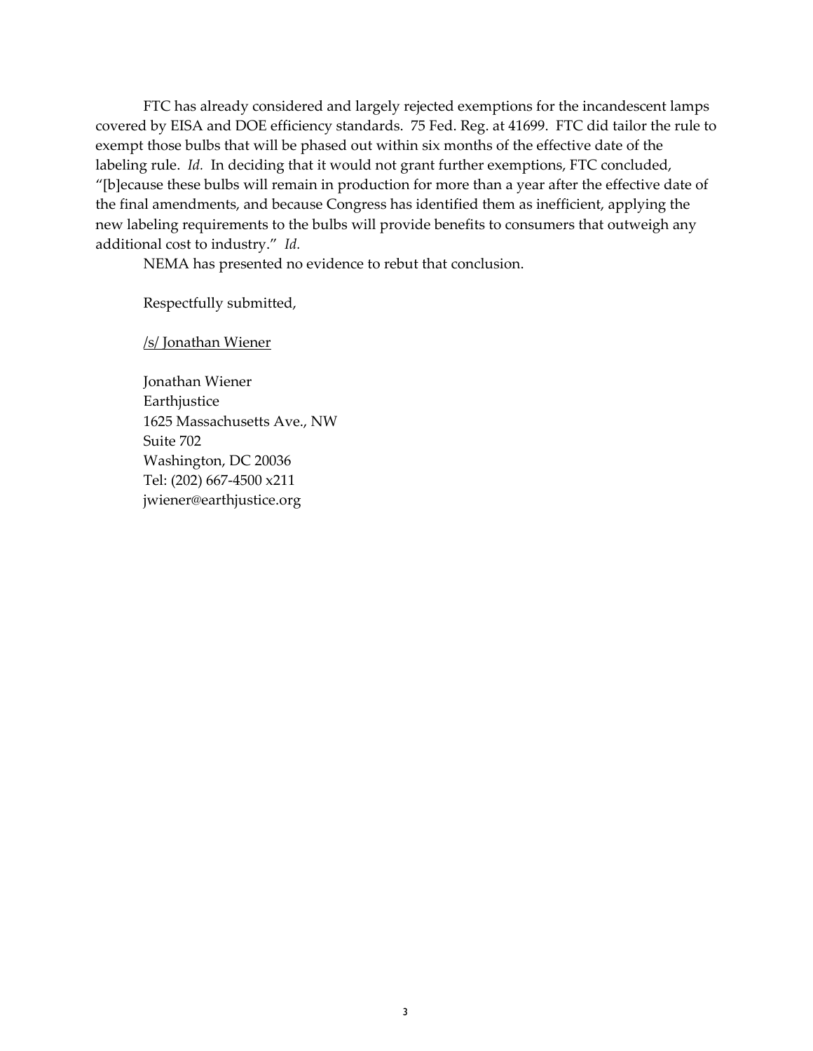FTC has already considered and largely rejected exemptions for the incandescent lamps covered by EISA and DOE efficiency standards. 75 Fed. Reg. at 41699. FTC did tailor the rule to exempt those bulbs that will be phased out within six months of the effective date of the labeling rule. *Id.* In deciding that it would not grant further exemptions, FTC concluded, "[b]ecause these bulbs will remain in production for more than a year after the effective date of the final amendments, and because Congress has identified them as inefficient, applying the new labeling requirements to the bulbs will provide benefits to consumers that outweigh any additional cost to industry." *Id.*

NEMA has presented no evidence to rebut that conclusion.

Respectfully submitted,

/s/ Jonathan Wiener

Jonathan Wiener
Earthjustice
1625 Massachusetts Ave., NW
Suite 702
Washington, DC 20036
Tel: (202) 667-4500 x211
jwiener@earthjustice.org